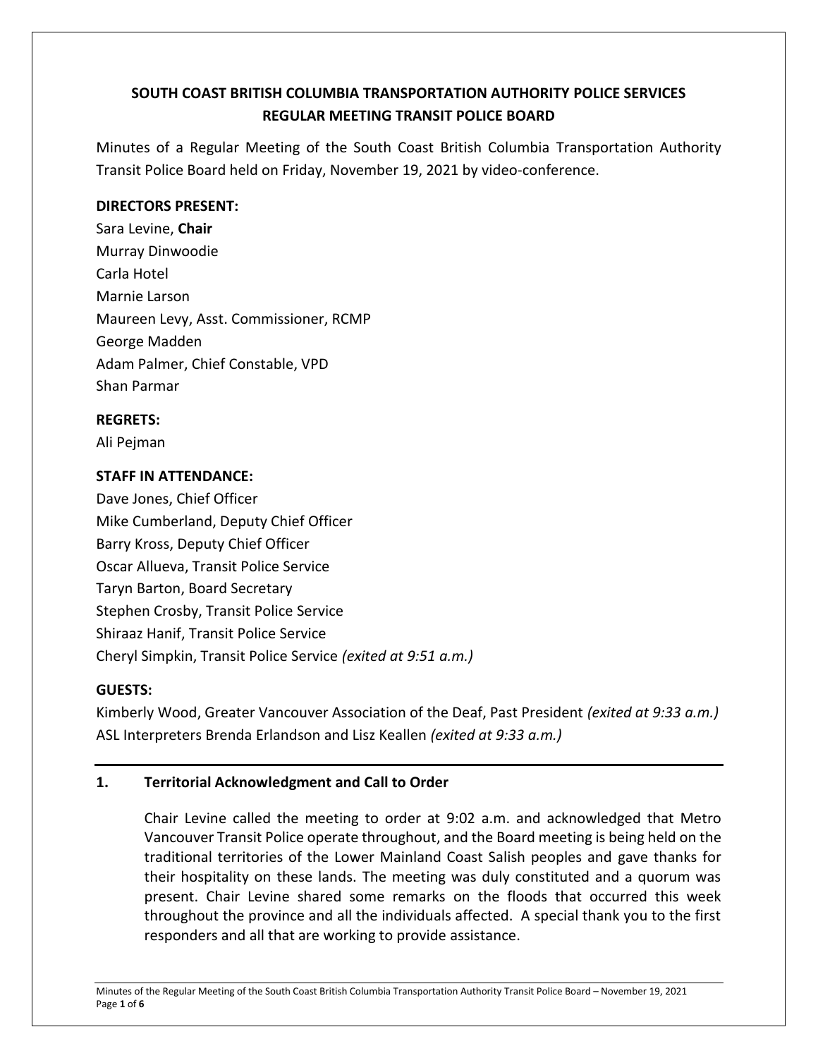# SOUTH COAST BRITISH COLUMBIA TRANSPORTATION AUTHORITY POLICE SERVICES REGULAR MEETING TRANSIT POLICE BOARD

Minutes of a Regular Meeting of the South Coast British Columbia Transportation Authority Transit Police Board held on Friday, November 19, 2021 by video-conference.

**DIRECTORS PRESENT:**

Sara Levine, **Chair**
Murray Dinwoodie
Carla Hotel
Marnie Larson
Maureen Levy, Asst. Commissioner, RCMP
George Madden
Adam Palmer, Chief Constable, VPD
Shan Parmar

**REGRETS:**

Ali Pejman

**STAFF IN ATTENDANCE:**

Dave Jones, Chief Officer
Mike Cumberland, Deputy Chief Officer
Barry Kross, Deputy Chief Officer
Oscar Allueva, Transit Police Service
Taryn Barton, Board Secretary
Stephen Crosby, Transit Police Service
Shiraaz Hanif, Transit Police Service
Cheryl Simpkin, Transit Police Service *(exited at 9:51 a.m.)*

**GUESTS:**

Kimberly Wood, Greater Vancouver Association of the Deaf, Past President *(exited at 9:33 a.m.)*
ASL Interpreters Brenda Erlandson and Lisz Keallen *(exited at 9:33 a.m.)*

---

## 1. Territorial Acknowledgment and Call to Order

Chair Levine called the meeting to order at 9:02 a.m. and acknowledged that Metro Vancouver Transit Police operate throughout, and the Board meeting is being held on the traditional territories of the Lower Mainland Coast Salish peoples and gave thanks for their hospitality on these lands. The meeting was duly constituted and a quorum was present. Chair Levine shared some remarks on the floods that occurred this week throughout the province and all the individuals affected. A special thank you to the first responders and all that are working to provide assistance.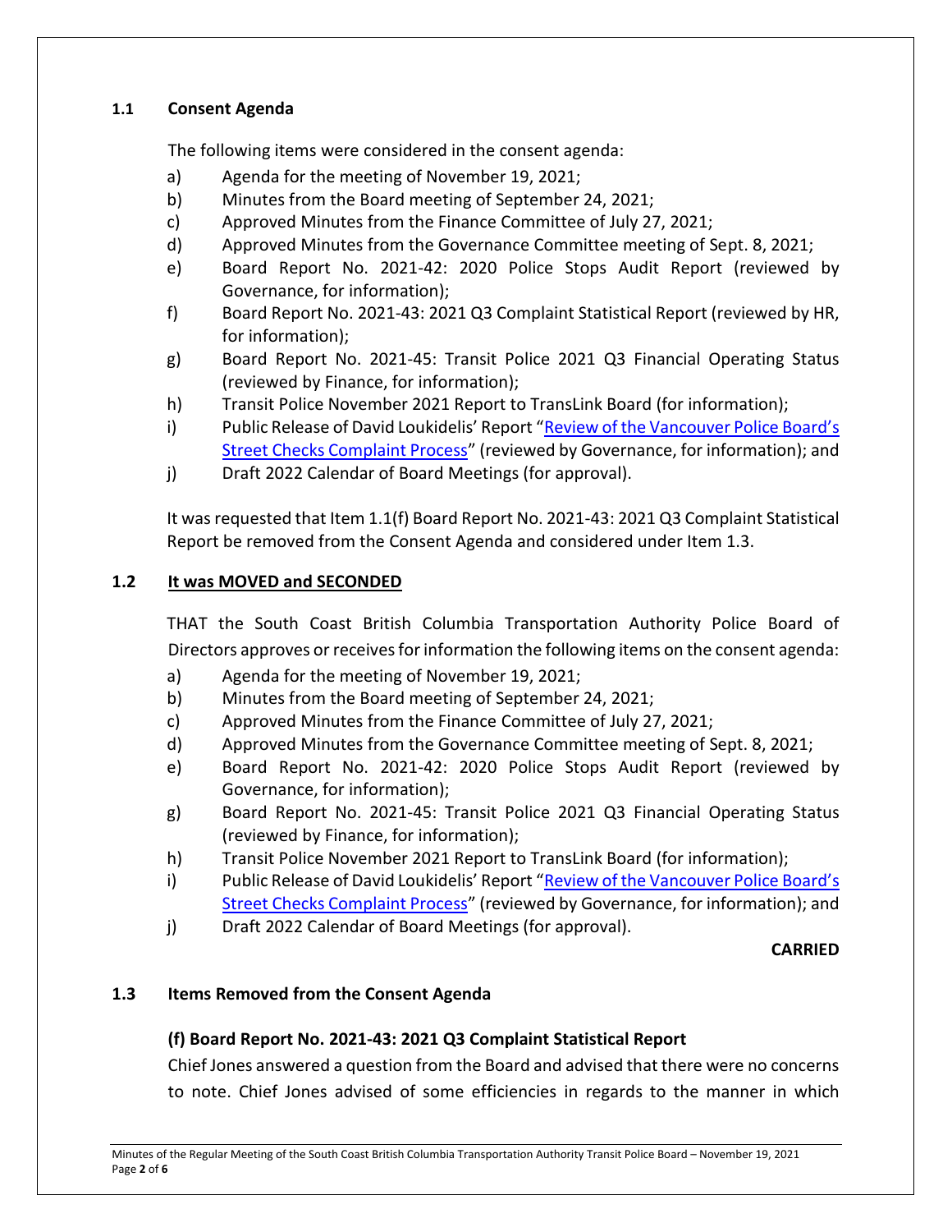### 1.1 Consent Agenda

The following items were considered in the consent agenda:

a) Agenda for the meeting of November 19, 2021;
b) Minutes from the Board meeting of September 24, 2021;
c) Approved Minutes from the Finance Committee of July 27, 2021;
d) Approved Minutes from the Governance Committee meeting of Sept. 8, 2021;
e) Board Report No. 2021-42: 2020 Police Stops Audit Report (reviewed by Governance, for information);
f) Board Report No. 2021-43: 2021 Q3 Complaint Statistical Report (reviewed by HR, for information);
g) Board Report No. 2021-45: Transit Police 2021 Q3 Financial Operating Status (reviewed by Finance, for information);
h) Transit Police November 2021 Report to TransLink Board (for information);
i) Public Release of David Loukidelis' Report "Review of the Vancouver Police Board's Street Checks Complaint Process" (reviewed by Governance, for information); and
j) Draft 2022 Calendar of Board Meetings (for approval).

It was requested that Item 1.1(f) Board Report No. 2021-43: 2021 Q3 Complaint Statistical Report be removed from the Consent Agenda and considered under Item 1.3.

### 1.2 It was MOVED and SECONDED

THAT the South Coast British Columbia Transportation Authority Police Board of Directors approves or receives for information the following items on the consent agenda:

a) Agenda for the meeting of November 19, 2021;
b) Minutes from the Board meeting of September 24, 2021;
c) Approved Minutes from the Finance Committee of July 27, 2021;
d) Approved Minutes from the Governance Committee meeting of Sept. 8, 2021;
e) Board Report No. 2021-42: 2020 Police Stops Audit Report (reviewed by Governance, for information);
g) Board Report No. 2021-45: Transit Police 2021 Q3 Financial Operating Status (reviewed by Finance, for information);
h) Transit Police November 2021 Report to TransLink Board (for information);
i) Public Release of David Loukidelis' Report "Review of the Vancouver Police Board's Street Checks Complaint Process" (reviewed by Governance, for information); and
j) Draft 2022 Calendar of Board Meetings (for approval).

**CARRIED**

### 1.3 Items Removed from the Consent Agenda

**(f) Board Report No. 2021-43: 2021 Q3 Complaint Statistical Report**

Chief Jones answered a question from the Board and advised that there were no concerns to note. Chief Jones advised of some efficiencies in regards to the manner in which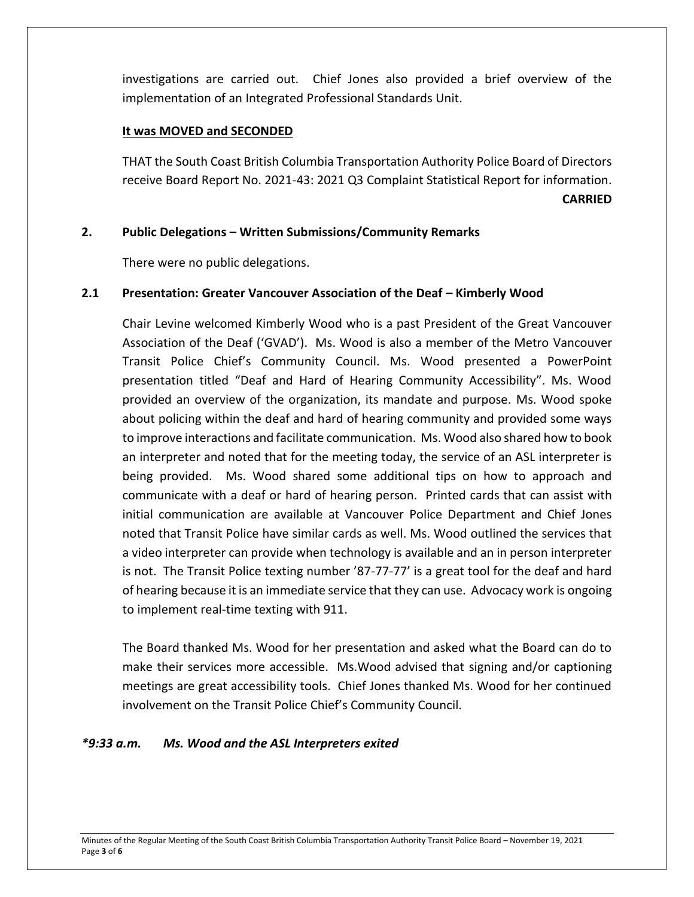investigations are carried out. Chief Jones also provided a brief overview of the implementation of an Integrated Professional Standards Unit.

**It was MOVED and SECONDED**

THAT the South Coast British Columbia Transportation Authority Police Board of Directors receive Board Report No. 2021-43: 2021 Q3 Complaint Statistical Report for information.

**CARRIED**

## 2. Public Delegations – Written Submissions/Community Remarks

There were no public delegations.

### 2.1 Presentation: Greater Vancouver Association of the Deaf – Kimberly Wood

Chair Levine welcomed Kimberly Wood who is a past President of the Great Vancouver Association of the Deaf ('GVAD'). Ms. Wood is also a member of the Metro Vancouver Transit Police Chief's Community Council. Ms. Wood presented a PowerPoint presentation titled "Deaf and Hard of Hearing Community Accessibility". Ms. Wood provided an overview of the organization, its mandate and purpose. Ms. Wood spoke about policing within the deaf and hard of hearing community and provided some ways to improve interactions and facilitate communication. Ms. Wood also shared how to book an interpreter and noted that for the meeting today, the service of an ASL interpreter is being provided. Ms. Wood shared some additional tips on how to approach and communicate with a deaf or hard of hearing person. Printed cards that can assist with initial communication are available at Vancouver Police Department and Chief Jones noted that Transit Police have similar cards as well. Ms. Wood outlined the services that a video interpreter can provide when technology is available and an in person interpreter is not. The Transit Police texting number '87-77-77' is a great tool for the deaf and hard of hearing because it is an immediate service that they can use. Advocacy work is ongoing to implement real-time texting with 911.

The Board thanked Ms. Wood for her presentation and asked what the Board can do to make their services more accessible. Ms.Wood advised that signing and/or captioning meetings are great accessibility tools. Chief Jones thanked Ms. Wood for her continued involvement on the Transit Police Chief's Community Council.

***9:33 a.m. Ms. Wood and the ASL Interpreters exited***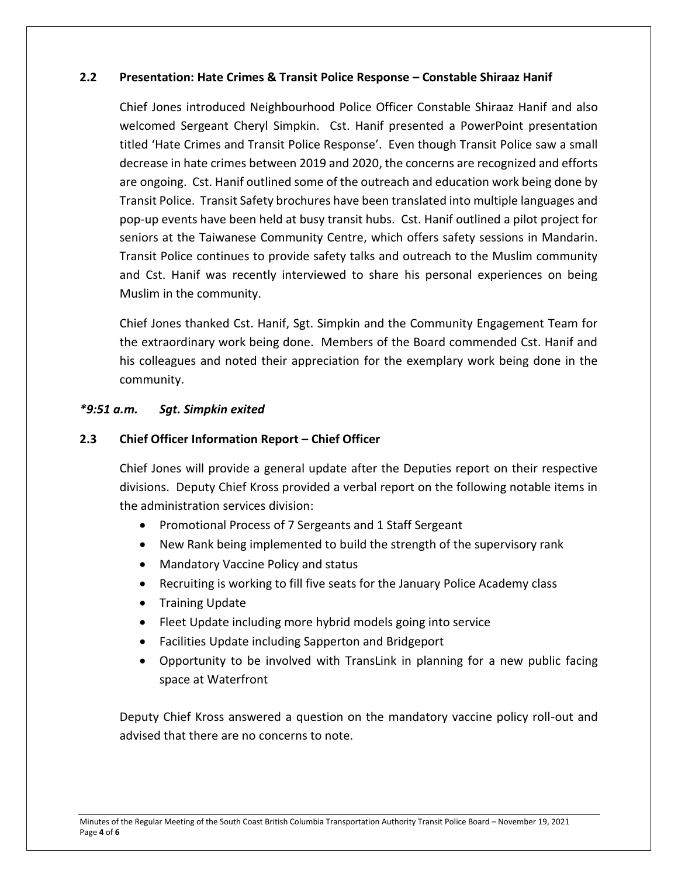## 2.2 Presentation: Hate Crimes & Transit Police Response – Constable Shiraaz Hanif

Chief Jones introduced Neighbourhood Police Officer Constable Shiraaz Hanif and also welcomed Sergeant Cheryl Simpkin. Cst. Hanif presented a PowerPoint presentation titled 'Hate Crimes and Transit Police Response'. Even though Transit Police saw a small decrease in hate crimes between 2019 and 2020, the concerns are recognized and efforts are ongoing. Cst. Hanif outlined some of the outreach and education work being done by Transit Police. Transit Safety brochures have been translated into multiple languages and pop-up events have been held at busy transit hubs. Cst. Hanif outlined a pilot project for seniors at the Taiwanese Community Centre, which offers safety sessions in Mandarin. Transit Police continues to provide safety talks and outreach to the Muslim community and Cst. Hanif was recently interviewed to share his personal experiences on being Muslim in the community.

Chief Jones thanked Cst. Hanif, Sgt. Simpkin and the Community Engagement Team for the extraordinary work being done. Members of the Board commended Cst. Hanif and his colleagues and noted their appreciation for the exemplary work being done in the community.

***9:51 a.m. Sgt. Simpkin exited***

## 2.3 Chief Officer Information Report – Chief Officer

Chief Jones will provide a general update after the Deputies report on their respective divisions. Deputy Chief Kross provided a verbal report on the following notable items in the administration services division:

- Promotional Process of 7 Sergeants and 1 Staff Sergeant
- New Rank being implemented to build the strength of the supervisory rank
- Mandatory Vaccine Policy and status
- Recruiting is working to fill five seats for the January Police Academy class
- Training Update
- Fleet Update including more hybrid models going into service
- Facilities Update including Sapperton and Bridgeport
- Opportunity to be involved with TransLink in planning for a new public facing space at Waterfront

Deputy Chief Kross answered a question on the mandatory vaccine policy roll-out and advised that there are no concerns to note.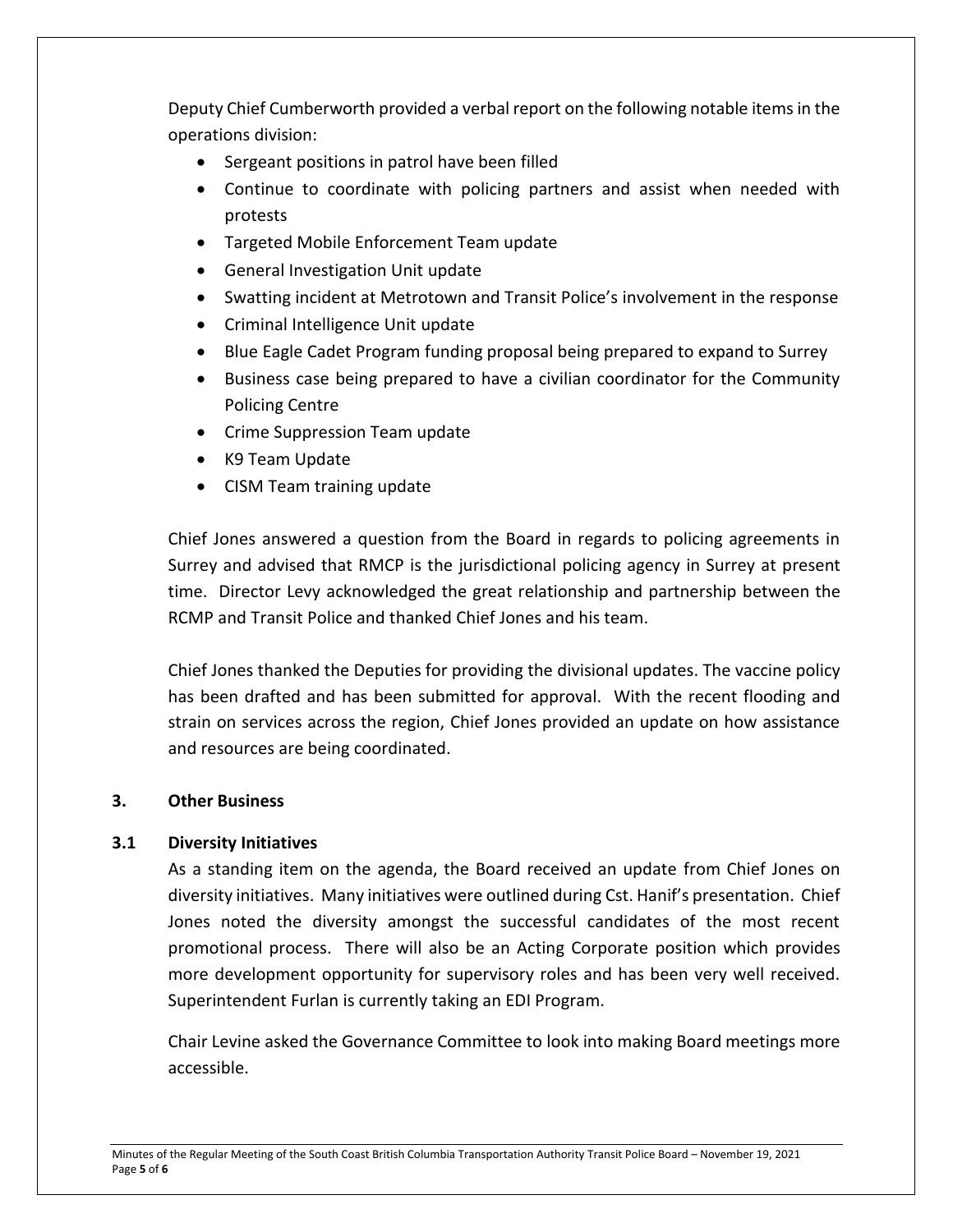Deputy Chief Cumberworth provided a verbal report on the following notable items in the operations division:

- Sergeant positions in patrol have been filled
- Continue to coordinate with policing partners and assist when needed with protests
- Targeted Mobile Enforcement Team update
- General Investigation Unit update
- Swatting incident at Metrotown and Transit Police's involvement in the response
- Criminal Intelligence Unit update
- Blue Eagle Cadet Program funding proposal being prepared to expand to Surrey
- Business case being prepared to have a civilian coordinator for the Community Policing Centre
- Crime Suppression Team update
- K9 Team Update
- CISM Team training update

Chief Jones answered a question from the Board in regards to policing agreements in Surrey and advised that RMCP is the jurisdictional policing agency in Surrey at present time. Director Levy acknowledged the great relationship and partnership between the RCMP and Transit Police and thanked Chief Jones and his team.

Chief Jones thanked the Deputies for providing the divisional updates. The vaccine policy has been drafted and has been submitted for approval. With the recent flooding and strain on services across the region, Chief Jones provided an update on how assistance and resources are being coordinated.

## 3. Other Business

### 3.1 Diversity Initiatives

As a standing item on the agenda, the Board received an update from Chief Jones on diversity initiatives. Many initiatives were outlined during Cst. Hanif's presentation. Chief Jones noted the diversity amongst the successful candidates of the most recent promotional process. There will also be an Acting Corporate position which provides more development opportunity for supervisory roles and has been very well received. Superintendent Furlan is currently taking an EDI Program.

Chair Levine asked the Governance Committee to look into making Board meetings more accessible.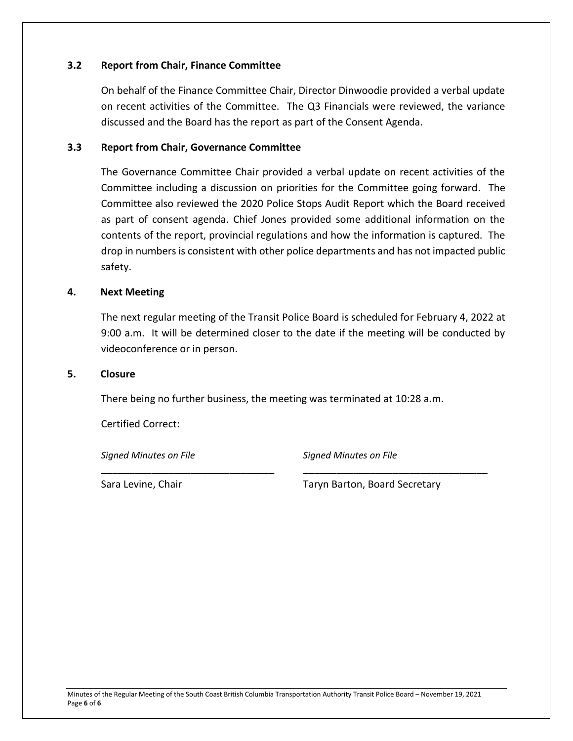### 3.2 Report from Chair, Finance Committee

On behalf of the Finance Committee Chair, Director Dinwoodie provided a verbal update on recent activities of the Committee. The Q3 Financials were reviewed, the variance discussed and the Board has the report as part of the Consent Agenda.

### 3.3 Report from Chair, Governance Committee

The Governance Committee Chair provided a verbal update on recent activities of the Committee including a discussion on priorities for the Committee going forward. The Committee also reviewed the 2020 Police Stops Audit Report which the Board received as part of consent agenda. Chief Jones provided some additional information on the contents of the report, provincial regulations and how the information is captured. The drop in numbers is consistent with other police departments and has not impacted public safety.

## 4. Next Meeting

The next regular meeting of the Transit Police Board is scheduled for February 4, 2022 at 9:00 a.m. It will be determined closer to the date if the meeting will be conducted by videoconference or in person.

## 5. Closure

There being no further business, the meeting was terminated at 10:28 a.m.

Certified Correct:

*Signed Minutes on File*

\_\_\_\_\_\_\_\_\_\_\_\_\_\_\_\_\_\_\_\_\_\_\_\_\_\_\_\_\_\_\_\_

Sara Levine, Chair

*Signed Minutes on File*

\_\_\_\_\_\_\_\_\_\_\_\_\_\_\_\_\_\_\_\_\_\_\_\_\_\_\_\_\_\_\_\_

Taryn Barton, Board Secretary